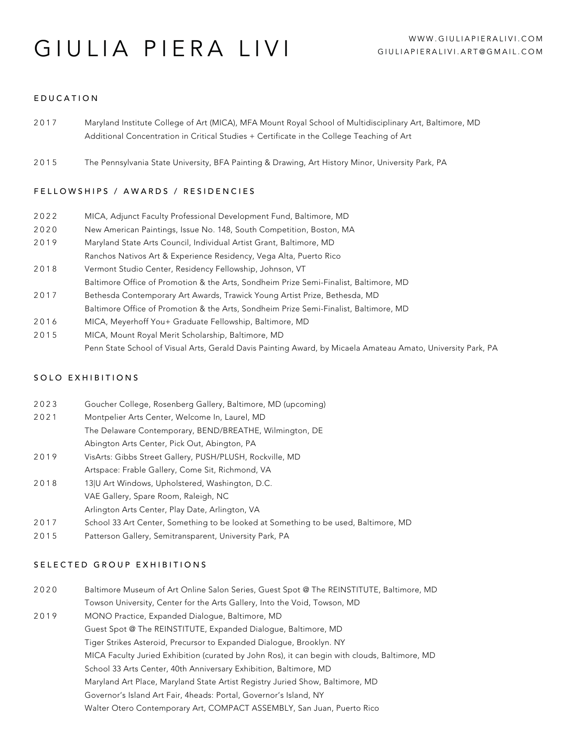# GIULIA PIERA LIVI

WWW.GIULIAPIERALIVI.COM
GIULIAPIERALIVI.ART@GMAIL.COM

## EDUCATION

2017 Maryland Institute College of Art (MICA), MFA Mount Royal School of Multidisciplinary Art, Baltimore, MD
Additional Concentration in Critical Studies + Certificate in the College Teaching of Art

2015 The Pennsylvania State University, BFA Painting & Drawing, Art History Minor, University Park, PA

## FELLOWSHIPS / AWARDS / RESIDENCIES

2022 MICA, Adjunct Faculty Professional Development Fund, Baltimore, MD
2020 New American Paintings, Issue No. 148, South Competition, Boston, MA
2019 Maryland State Arts Council, Individual Artist Grant, Baltimore, MD
Ranchos Nativos Art & Experience Residency, Vega Alta, Puerto Rico
2018 Vermont Studio Center, Residency Fellowship, Johnson, VT
Baltimore Office of Promotion & the Arts, Sondheim Prize Semi-Finalist, Baltimore, MD
2017 Bethesda Contemporary Art Awards, Trawick Young Artist Prize, Bethesda, MD
Baltimore Office of Promotion & the Arts, Sondheim Prize Semi-Finalist, Baltimore, MD
2016 MICA, Meyerhoff You+ Graduate Fellowship, Baltimore, MD
2015 MICA, Mount Royal Merit Scholarship, Baltimore, MD
Penn State School of Visual Arts, Gerald Davis Painting Award, by Micaela Amateau Amato, University Park, PA

## SOLO EXHIBITIONS

2023 Goucher College, Rosenberg Gallery, Baltimore, MD (upcoming)
2021 Montpelier Arts Center, Welcome In, Laurel, MD
The Delaware Contemporary, BEND/BREATHE, Wilmington, DE
Abington Arts Center, Pick Out, Abington, PA
2019 VisArts: Gibbs Street Gallery, PUSH/PLUSH, Rockville, MD
Artspace: Frable Gallery, Come Sit, Richmond, VA
2018 13|U Art Windows, Upholstered, Washington, D.C.
VAE Gallery, Spare Room, Raleigh, NC
Arlington Arts Center, Play Date, Arlington, VA
2017 School 33 Art Center, Something to be looked at Something to be used, Baltimore, MD
2015 Patterson Gallery, Semitransparent, University Park, PA

## SELECTED GROUP EXHIBITIONS

2020 Baltimore Museum of Art Online Salon Series, Guest Spot @ The REINSTITUTE, Baltimore, MD
Towson University, Center for the Arts Gallery, Into the Void, Towson, MD
2019 MONO Practice, Expanded Dialogue, Baltimore, MD
Guest Spot @ The REINSTITUTE, Expanded Dialogue, Baltimore, MD
Tiger Strikes Asteroid, Precursor to Expanded Dialogue, Brooklyn. NY
MICA Faculty Juried Exhibition (curated by John Ros), it can begin with clouds, Baltimore, MD
School 33 Arts Center, 40th Anniversary Exhibition, Baltimore, MD
Maryland Art Place, Maryland State Artist Registry Juried Show, Baltimore, MD
Governor's Island Art Fair, 4heads: Portal, Governor's Island, NY
Walter Otero Contemporary Art, COMPACT ASSEMBLY, San Juan, Puerto Rico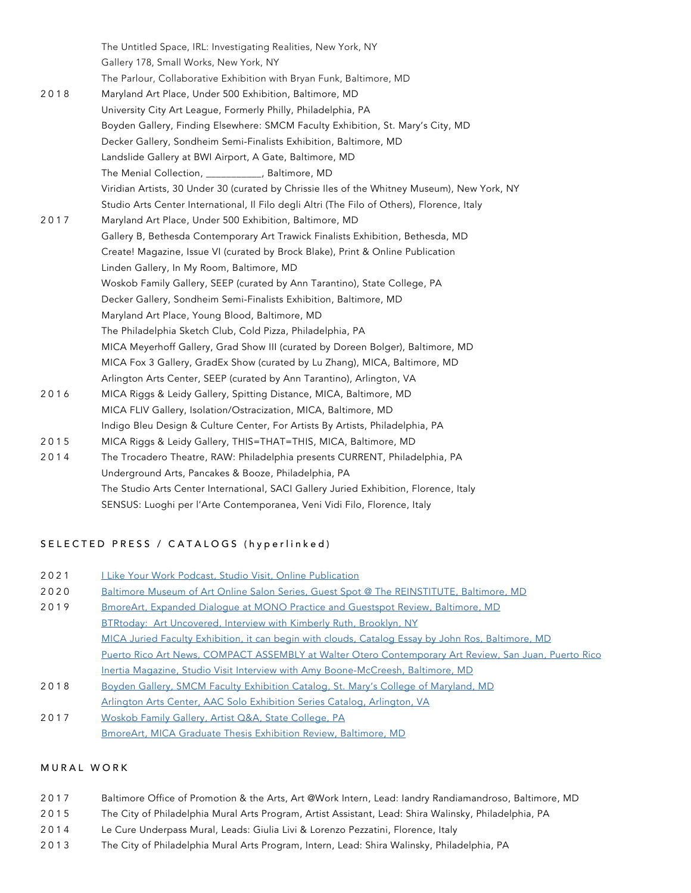| | |
|---|---|
| | The Untitled Space, IRL: Investigating Realities, New York, NY |
| | Gallery 178, Small Works, New York, NY |
| | The Parlour, Collaborative Exhibition with Bryan Funk, Baltimore, MD |
| 2018 | Maryland Art Place, Under 500 Exhibition, Baltimore, MD |
| | University City Art League, Formerly Philly, Philadelphia, PA |
| | Boyden Gallery, Finding Elsewhere: SMCM Faculty Exhibition, St. Mary's City, MD |
| | Decker Gallery, Sondheim Semi-Finalists Exhibition, Baltimore, MD |
| | Landslide Gallery at BWI Airport, A Gate, Baltimore, MD |
| | The Menial Collection, ___________, Baltimore, MD |
| | Viridian Artists, 30 Under 30 (curated by Chrissie Iles of the Whitney Museum), New York, NY |
| | Studio Arts Center International, Il Filo degli Altri (The Filo of Others), Florence, Italy |
| 2017 | Maryland Art Place, Under 500 Exhibition, Baltimore, MD |
| | Gallery B, Bethesda Contemporary Art Trawick Finalists Exhibition, Bethesda, MD |
| | Create! Magazine, Issue VI (curated by Brock Blake), Print & Online Publication |
| | Linden Gallery, In My Room, Baltimore, MD |
| | Woskob Family Gallery, SEEP (curated by Ann Tarantino), State College, PA |
| | Decker Gallery, Sondheim Semi-Finalists Exhibition, Baltimore, MD |
| | Maryland Art Place, Young Blood, Baltimore, MD |
| | The Philadelphia Sketch Club, Cold Pizza, Philadelphia, PA |
| | MICA Meyerhoff Gallery, Grad Show III (curated by Doreen Bolger), Baltimore, MD |
| | MICA Fox 3 Gallery, GradEx Show (curated by Lu Zhang), MICA, Baltimore, MD |
| | Arlington Arts Center, SEEP (curated by Ann Tarantino), Arlington, VA |
| 2016 | MICA Riggs & Leidy Gallery, Spitting Distance, MICA, Baltimore, MD |
| | MICA FLIV Gallery, Isolation/Ostracization, MICA, Baltimore, MD |
| | Indigo Bleu Design & Culture Center, For Artists By Artists, Philadelphia, PA |
| 2015 | MICA Riggs & Leidy Gallery, THIS=THAT=THIS, MICA, Baltimore, MD |
| 2014 | The Trocadero Theatre, RAW: Philadelphia presents CURRENT, Philadelphia, PA |
| | Underground Arts, Pancakes & Booze, Philadelphia, PA |
| | The Studio Arts Center International, SACI Gallery Juried Exhibition, Florence, Italy |
| | SENSUS: Luoghi per l'Arte Contemporanea, Veni Vidi Filo, Florence, Italy |

## SELECTED PRESS / CATALOGS (hyperlinked)

| | |
|---|---|
| 2021 | I Like Your Work Podcast, Studio Visit, Online Publication |
| 2020 | Baltimore Museum of Art Online Salon Series, Guest Spot @ The REINSTITUTE, Baltimore, MD |
| 2019 | BmoreArt, Expanded Dialogue at MONO Practice and Guestspot Review, Baltimore, MD |
| | BTRtoday: Art Uncovered, Interview with Kimberly Ruth, Brooklyn, NY |
| | MICA Juried Faculty Exhibition, it can begin with clouds, Catalog Essay by John Ros, Baltimore, MD |
| | Puerto Rico Art News, COMPACT ASSEMBLY at Walter Otero Contemporary Art Review, San Juan, Puerto Rico |
| | Inertia Magazine, Studio Visit Interview with Amy Boone-McCreesh, Baltimore, MD |
| 2018 | Boyden Gallery, SMCM Faculty Exhibition Catalog, St. Mary's College of Maryland, MD |
| | Arlington Arts Center, AAC Solo Exhibition Series Catalog, Arlington, VA |
| 2017 | Woskob Family Gallery, Artist Q&A, State College, PA |
| | BmoreArt, MICA Graduate Thesis Exhibition Review, Baltimore, MD |

## MURAL WORK

| | |
|---|---|
| 2017 | Baltimore Office of Promotion & the Arts, Art @Work Intern, Lead: Iandry Randiamandroso, Baltimore, MD |
| 2015 | The City of Philadelphia Mural Arts Program, Artist Assistant, Lead: Shira Walinsky, Philadelphia, PA |
| 2014 | Le Cure Underpass Mural, Leads: Giulia Livi & Lorenzo Pezzatini, Florence, Italy |
| 2013 | The City of Philadelphia Mural Arts Program, Intern, Lead: Shira Walinsky, Philadelphia, PA |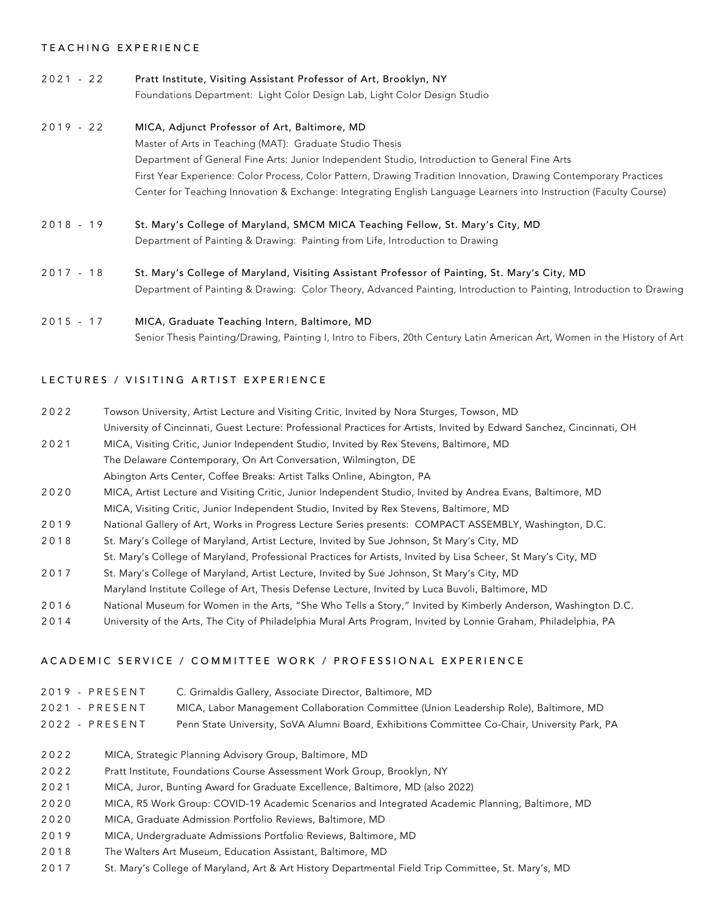## TEACHING EXPERIENCE

**2021 - 22** Pratt Institute, Visiting Assistant Professor of Art, Brooklyn, NY
Foundations Department: Light Color Design Lab, Light Color Design Studio

**2019 - 22** MICA, Adjunct Professor of Art, Baltimore, MD
Master of Arts in Teaching (MAT): Graduate Studio Thesis
Department of General Fine Arts: Junior Independent Studio, Introduction to General Fine Arts
First Year Experience: Color Process, Color Pattern, Drawing Tradition Innovation, Drawing Contemporary Practices
Center for Teaching Innovation & Exchange: Integrating English Language Learners into Instruction (Faculty Course)

**2018 - 19** St. Mary's College of Maryland, SMCM MICA Teaching Fellow, St. Mary's City, MD
Department of Painting & Drawing: Painting from Life, Introduction to Drawing

**2017 - 18** St. Mary's College of Maryland, Visiting Assistant Professor of Painting, St. Mary's City, MD
Department of Painting & Drawing: Color Theory, Advanced Painting, Introduction to Painting, Introduction to Drawing

**2015 - 17** MICA, Graduate Teaching Intern, Baltimore, MD
Senior Thesis Painting/Drawing, Painting I, Intro to Fibers, 20th Century Latin American Art, Women in the History of Art

## LECTURES / VISITING ARTIST EXPERIENCE

**2022** Towson University, Artist Lecture and Visiting Critic, Invited by Nora Sturges, Towson, MD
University of Cincinnati, Guest Lecture: Professional Practices for Artists, Invited by Edward Sanchez, Cincinnati, OH

**2021** MICA, Visiting Critic, Junior Independent Studio, Invited by Rex Stevens, Baltimore, MD
The Delaware Contemporary, On Art Conversation, Wilmington, DE
Abington Arts Center, Coffee Breaks: Artist Talks Online, Abington, PA

**2020** MICA, Artist Lecture and Visiting Critic, Junior Independent Studio, Invited by Andrea Evans, Baltimore, MD
MICA, Visiting Critic, Junior Independent Studio, Invited by Rex Stevens, Baltimore, MD

**2019** National Gallery of Art, Works in Progress Lecture Series presents: COMPACT ASSEMBLY, Washington, D.C.

**2018** St. Mary's College of Maryland, Artist Lecture, Invited by Sue Johnson, St Mary's City, MD
St. Mary's College of Maryland, Professional Practices for Artists, Invited by Lisa Scheer, St Mary's City, MD

**2017** St. Mary's College of Maryland, Artist Lecture, Invited by Sue Johnson, St Mary's City, MD
Maryland Institute College of Art, Thesis Defense Lecture, Invited by Luca Buvoli, Baltimore, MD

**2016** National Museum for Women in the Arts, "She Who Tells a Story," Invited by Kimberly Anderson, Washington D.C.

**2014** University of the Arts, The City of Philadelphia Mural Arts Program, Invited by Lonnie Graham, Philadelphia, PA

## ACADEMIC SERVICE / COMMITTEE WORK / PROFESSIONAL EXPERIENCE

**2019 - PRESENT** C. Grimaldis Gallery, Associate Director, Baltimore, MD
**2021 - PRESENT** MICA, Labor Management Collaboration Committee (Union Leadership Role), Baltimore, MD
**2022 - PRESENT** Penn State University, SoVA Alumni Board, Exhibitions Committee Co-Chair, University Park, PA

**2022** MICA, Strategic Planning Advisory Group, Baltimore, MD
**2022** Pratt Institute, Foundations Course Assessment Work Group, Brooklyn, NY
**2021** MICA, Juror, Bunting Award for Graduate Excellence, Baltimore, MD (also 2022)
**2020** MICA, R5 Work Group: COVID-19 Academic Scenarios and Integrated Academic Planning, Baltimore, MD
**2020** MICA, Graduate Admission Portfolio Reviews, Baltimore, MD
**2019** MICA, Undergraduate Admissions Portfolio Reviews, Baltimore, MD
**2018** The Walters Art Museum, Education Assistant, Baltimore, MD
**2017** St. Mary's College of Maryland, Art & Art History Departmental Field Trip Committee, St. Mary's, MD